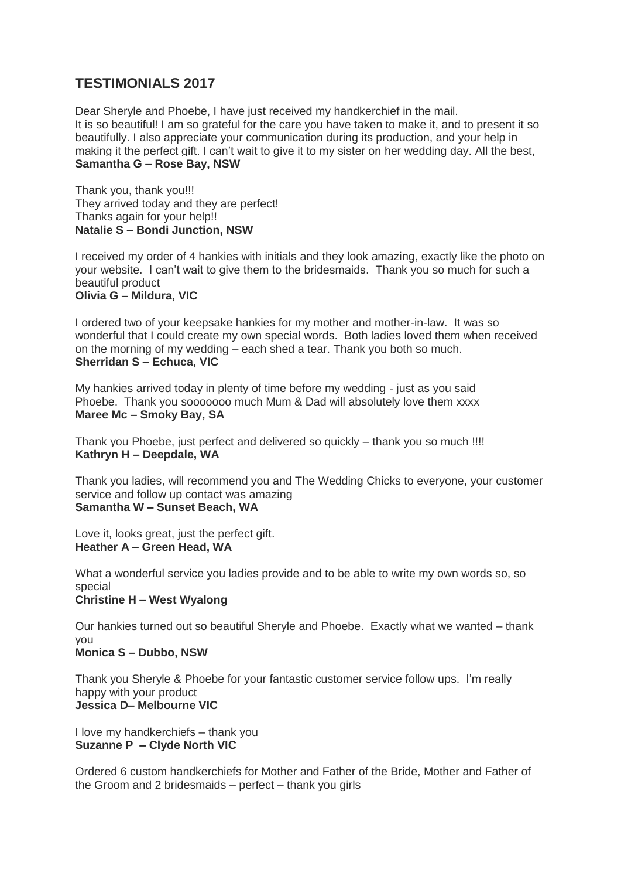## TESTIMONIALS 2017

Dear Sheryle and Phoebe, I have just received my handkerchief in the mail. It is so beautiful! I am so grateful for the care you have taken to make it, and to present it so beautifully. I also appreciate your communication during its production, and your help in making it the perfect gift. I can't wait to give it to my sister on her wedding day. All the best,
**Samantha G – Rose Bay, NSW**

Thank you, thank you!!!
They arrived today and they are perfect!
Thanks again for your help!!
**Natalie S – Bondi Junction, NSW**

I received my order of 4 hankies with initials and they look amazing, exactly like the photo on your website. I can't wait to give them to the bridesmaids. Thank you so much for such a beautiful product
**Olivia G – Mildura, VIC**

I ordered two of your keepsake hankies for my mother and mother-in-law. It was so wonderful that I could create my own special words. Both ladies loved them when received on the morning of my wedding – each shed a tear. Thank you both so much.
**Sherridan S – Echuca, VIC**

My hankies arrived today in plenty of time before my wedding - just as you said Phoebe. Thank you sooooooo much Mum & Dad will absolutely love them xxxx
**Maree Mc – Smoky Bay, SA**

Thank you Phoebe, just perfect and delivered so quickly – thank you so much !!!!
**Kathryn H – Deepdale, WA**

Thank you ladies, will recommend you and The Wedding Chicks to everyone, your customer service and follow up contact was amazing
**Samantha W – Sunset Beach, WA**

Love it, looks great, just the perfect gift.
**Heather A – Green Head, WA**

What a wonderful service you ladies provide and to be able to write my own words so, so special
**Christine H – West Wyalong**

Our hankies turned out so beautiful Sheryle and Phoebe. Exactly what we wanted – thank you
**Monica S – Dubbo, NSW**

Thank you Sheryle & Phoebe for your fantastic customer service follow ups. I'm really happy with your product
**Jessica D– Melbourne VIC**

I love my handkerchiefs – thank you
**Suzanne P – Clyde North VIC**

Ordered 6 custom handkerchiefs for Mother and Father of the Bride, Mother and Father of the Groom and 2 bridesmaids – perfect – thank you girls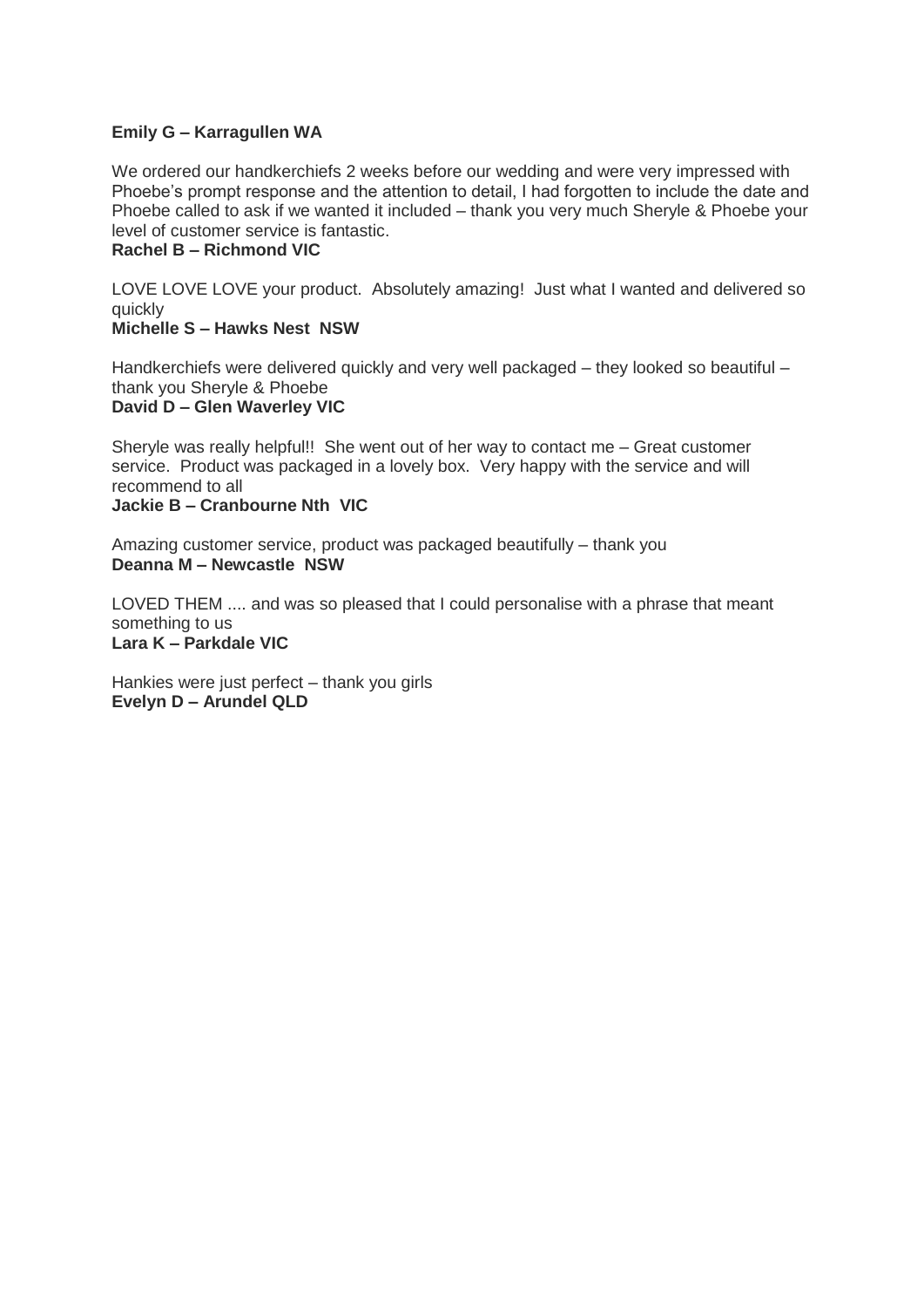**Emily G – Karragullen WA**

We ordered our handkerchiefs 2 weeks before our wedding and were very impressed with Phoebe's prompt response and the attention to detail, I had forgotten to include the date and Phoebe called to ask if we wanted it included – thank you very much Sheryle & Phoebe your level of customer service is fantastic.
**Rachel B – Richmond VIC**

LOVE LOVE LOVE your product. Absolutely amazing! Just what I wanted and delivered so quickly
**Michelle S – Hawks Nest NSW**

Handkerchiefs were delivered quickly and very well packaged – they looked so beautiful – thank you Sheryle & Phoebe
**David D – Glen Waverley VIC**

Sheryle was really helpful!! She went out of her way to contact me – Great customer service. Product was packaged in a lovely box. Very happy with the service and will recommend to all
**Jackie B – Cranbourne Nth VIC**

Amazing customer service, product was packaged beautifully – thank you
**Deanna M – Newcastle NSW**

LOVED THEM .... and was so pleased that I could personalise with a phrase that meant something to us
**Lara K – Parkdale VIC**

Hankies were just perfect – thank you girls
**Evelyn D – Arundel QLD**